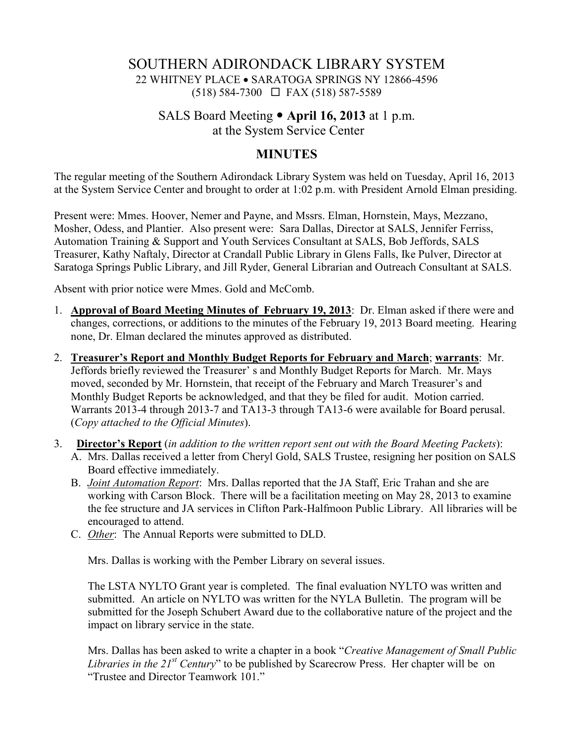# SOUTHERN ADIRONDACK LIBRARY SYSTEM

22 WHITNEY PLACE • SARATOGA SPRINGS NY 12866-4596
(518) 584-7300 ☐ FAX (518) 587-5589

## SALS Board Meeting • **April 16, 2013** at 1 p.m.
## at the System Service Center

## MINUTES

The regular meeting of the Southern Adirondack Library System was held on Tuesday, April 16, 2013 at the System Service Center and brought to order at 1:02 p.m. with President Arnold Elman presiding.

Present were: Mmes. Hoover, Nemer and Payne, and Mssrs. Elman, Hornstein, Mays, Mezzano, Mosher, Odess, and Plantier. Also present were: Sara Dallas, Director at SALS, Jennifer Ferriss, Automation Training & Support and Youth Services Consultant at SALS, Bob Jeffords, SALS Treasurer, Kathy Naftaly, Director at Crandall Public Library in Glens Falls, Ike Pulver, Director at Saratoga Springs Public Library, and Jill Ryder, General Librarian and Outreach Consultant at SALS.

Absent with prior notice were Mmes. Gold and McComb.

1. **Approval of Board Meeting Minutes of February 19, 2013**: Dr. Elman asked if there were and changes, corrections, or additions to the minutes of the February 19, 2013 Board meeting. Hearing none, Dr. Elman declared the minutes approved as distributed.

2. **Treasurer's Report and Monthly Budget Reports for February and March**; **warrants**: Mr. Jeffords briefly reviewed the Treasurer' s and Monthly Budget Reports for March. Mr. Mays moved, seconded by Mr. Hornstein, that receipt of the February and March Treasurer's and Monthly Budget Reports be acknowledged, and that they be filed for audit. Motion carried. Warrants 2013-4 through 2013-7 and TA13-3 through TA13-6 were available for Board perusal. (*Copy attached to the Official Minutes*).

3. **Director's Report** (*in addition to the written report sent out with the Board Meeting Packets*):
   A. Mrs. Dallas received a letter from Cheryl Gold, SALS Trustee, resigning her position on SALS Board effective immediately.
   B. *Joint Automation Report*: Mrs. Dallas reported that the JA Staff, Eric Trahan and she are working with Carson Block. There will be a facilitation meeting on May 28, 2013 to examine the fee structure and JA services in Clifton Park-Halfmoon Public Library. All libraries will be encouraged to attend.
   C. *Other*: The Annual Reports were submitted to DLD.

   Mrs. Dallas is working with the Pember Library on several issues.

   The LSTA NYLTO Grant year is completed. The final evaluation NYLTO was written and submitted. An article on NYLTO was written for the NYLA Bulletin. The program will be submitted for the Joseph Schubert Award due to the collaborative nature of the project and the impact on library service in the state.

   Mrs. Dallas has been asked to write a chapter in a book "*Creative Management of Small Public Libraries in the 21st Century*" to be published by Scarecrow Press. Her chapter will be on "Trustee and Director Teamwork 101."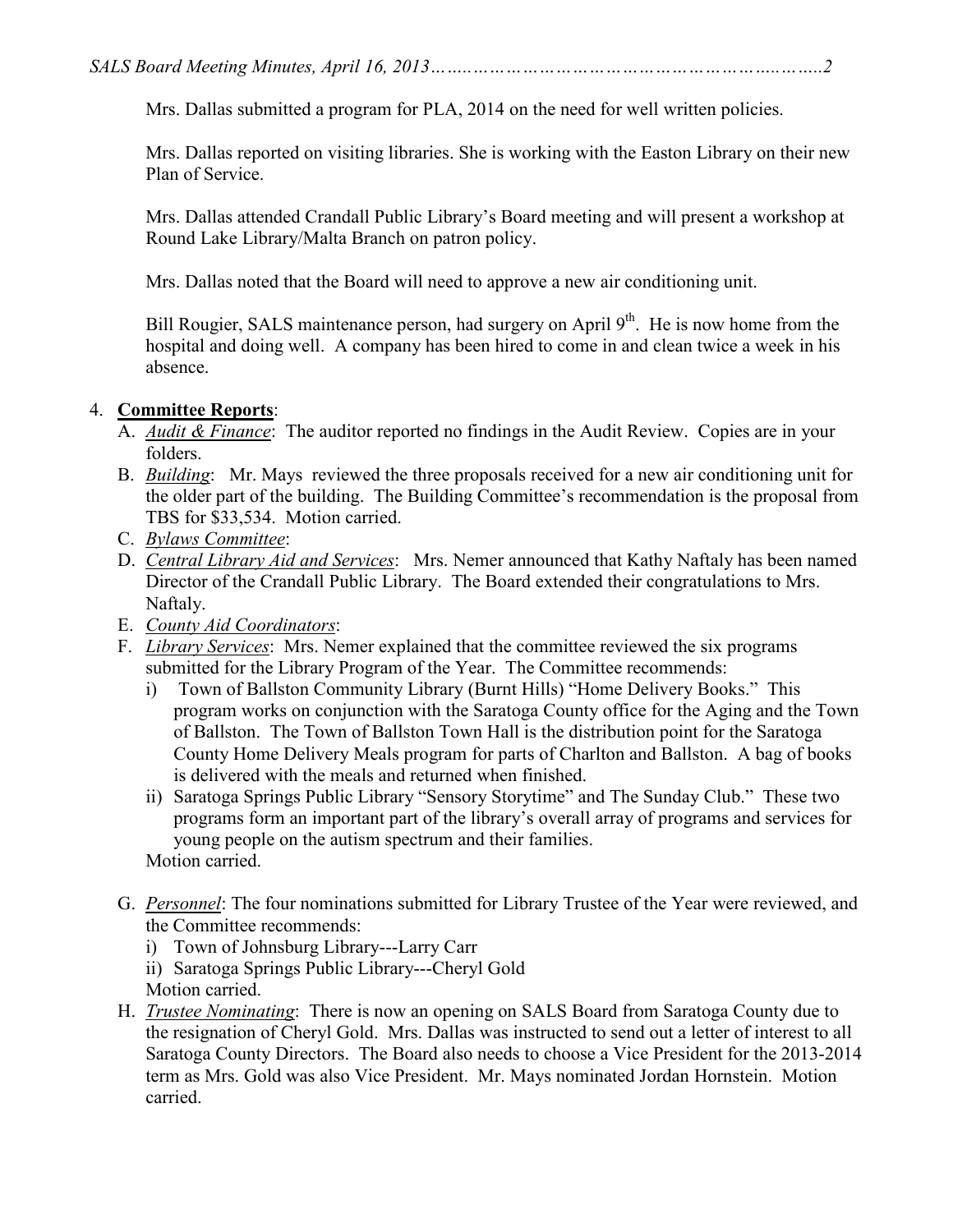Mrs. Dallas submitted a program for PLA, 2014 on the need for well written policies.

Mrs. Dallas reported on visiting libraries. She is working with the Easton Library on their new Plan of Service.

Mrs. Dallas attended Crandall Public Library's Board meeting and will present a workshop at Round Lake Library/Malta Branch on patron policy.

Mrs. Dallas noted that the Board will need to approve a new air conditioning unit.

Bill Rougier, SALS maintenance person, had surgery on April 9th. He is now home from the hospital and doing well. A company has been hired to come in and clean twice a week in his absence.

4. **Committee Reports**:
   A. *Audit & Finance*: The auditor reported no findings in the Audit Review. Copies are in your folders.
   B. *Building*: Mr. Mays reviewed the three proposals received for a new air conditioning unit for the older part of the building. The Building Committee's recommendation is the proposal from TBS for $33,534. Motion carried.
   C. *Bylaws Committee*:
   D. *Central Library Aid and Services*: Mrs. Nemer announced that Kathy Naftaly has been named Director of the Crandall Public Library. The Board extended their congratulations to Mrs. Naftaly.
   E. *County Aid Coordinators*:
   F. *Library Services*: Mrs. Nemer explained that the committee reviewed the six programs submitted for the Library Program of the Year. The Committee recommends:
      i) Town of Ballston Community Library (Burnt Hills) "Home Delivery Books." This program works on conjunction with the Saratoga County office for the Aging and the Town of Ballston. The Town of Ballston Town Hall is the distribution point for the Saratoga County Home Delivery Meals program for parts of Charlton and Ballston. A bag of books is delivered with the meals and returned when finished.
      ii) Saratoga Springs Public Library "Sensory Storytime" and The Sunday Club." These two programs form an important part of the library's overall array of programs and services for young people on the autism spectrum and their families.

      Motion carried.
   G. *Personnel*: The four nominations submitted for Library Trustee of the Year were reviewed, and the Committee recommends:
      i) Town of Johnsburg Library---Larry Carr
      ii) Saratoga Springs Public Library---Cheryl Gold

      Motion carried.
   H. *Trustee Nominating*: There is now an opening on SALS Board from Saratoga County due to the resignation of Cheryl Gold. Mrs. Dallas was instructed to send out a letter of interest to all Saratoga County Directors. The Board also needs to choose a Vice President for the 2013-2014 term as Mrs. Gold was also Vice President. Mr. Mays nominated Jordan Hornstein. Motion carried.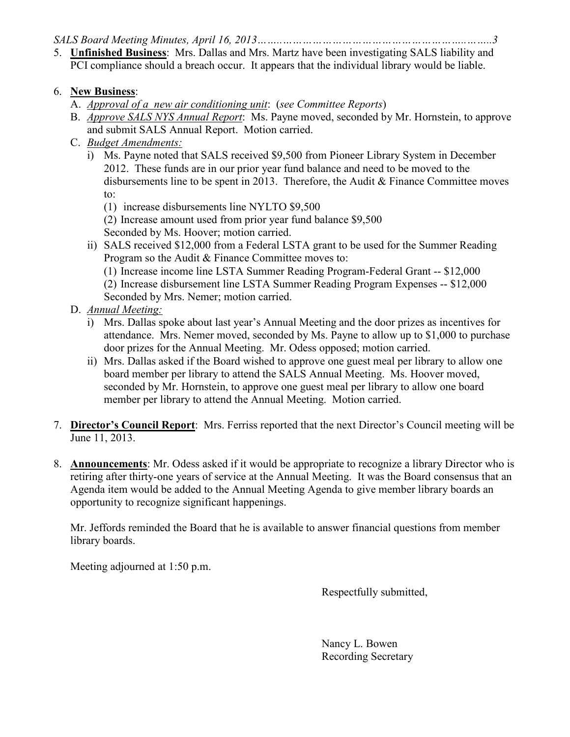5. **Unfinished Business**: Mrs. Dallas and Mrs. Martz have been investigating SALS liability and PCI compliance should a breach occur. It appears that the individual library would be liable.

6. **New Business**:
   A. *Approval of a new air conditioning unit*: (*see Committee Reports*)
   B. *Approve SALS NYS Annual Report*: Ms. Payne moved, seconded by Mr. Hornstein, to approve and submit SALS Annual Report. Motion carried.
   C. *Budget Amendments:*
      i) Ms. Payne noted that SALS received $9,500 from Pioneer Library System in December 2012. These funds are in our prior year fund balance and need to be moved to the disbursements line to be spent in 2013. Therefore, the Audit & Finance Committee moves to:
         (1) increase disbursements line NYLTO $9,500
         (2) Increase amount used from prior year fund balance $9,500
         Seconded by Ms. Hoover; motion carried.
      ii) SALS received $12,000 from a Federal LSTA grant to be used for the Summer Reading Program so the Audit & Finance Committee moves to:
         (1) Increase income line LSTA Summer Reading Program-Federal Grant -- $12,000
         (2) Increase disbursement line LSTA Summer Reading Program Expenses -- $12,000
         Seconded by Mrs. Nemer; motion carried.
   D. *Annual Meeting:*
      i) Mrs. Dallas spoke about last year's Annual Meeting and the door prizes as incentives for attendance. Mrs. Nemer moved, seconded by Ms. Payne to allow up to $1,000 to purchase door prizes for the Annual Meeting. Mr. Odess opposed; motion carried.
      ii) Mrs. Dallas asked if the Board wished to approve one guest meal per library to allow one board member per library to attend the SALS Annual Meeting. Ms. Hoover moved, seconded by Mr. Hornstein, to approve one guest meal per library to allow one board member per library to attend the Annual Meeting. Motion carried.

7. **Director's Council Report**: Mrs. Ferriss reported that the next Director's Council meeting will be June 11, 2013.

8. **Announcements**: Mr. Odess asked if it would be appropriate to recognize a library Director who is retiring after thirty-one years of service at the Annual Meeting. It was the Board consensus that an Agenda item would be added to the Annual Meeting Agenda to give member library boards an opportunity to recognize significant happenings.

   Mr. Jeffords reminded the Board that he is available to answer financial questions from member library boards.

   Meeting adjourned at 1:50 p.m.

Respectfully submitted,

Nancy L. Bowen
Recording Secretary